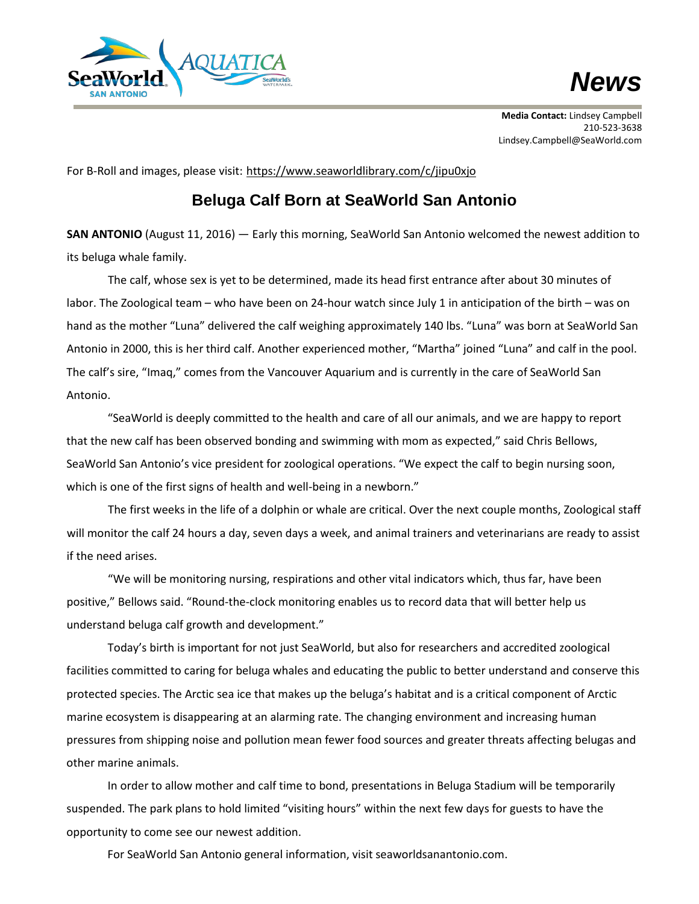**News**

**Media Contact:** Lindsey Campbell
210-523-3638
Lindsey.Campbell@SeaWorld.com

For B-Roll and images, please visit: https://www.seaworldlibrary.com/c/jipu0xjo

# Beluga Calf Born at SeaWorld San Antonio

**SAN ANTONIO** (August 11, 2016) — Early this morning, SeaWorld San Antonio welcomed the newest addition to its beluga whale family.

The calf, whose sex is yet to be determined, made its head first entrance after about 30 minutes of labor. The Zoological team – who have been on 24-hour watch since July 1 in anticipation of the birth – was on hand as the mother "Luna" delivered the calf weighing approximately 140 lbs. "Luna" was born at SeaWorld San Antonio in 2000, this is her third calf. Another experienced mother, "Martha" joined "Luna" and calf in the pool. The calf's sire, "Imaq," comes from the Vancouver Aquarium and is currently in the care of SeaWorld San Antonio.

"SeaWorld is deeply committed to the health and care of all our animals, and we are happy to report that the new calf has been observed bonding and swimming with mom as expected," said Chris Bellows, SeaWorld San Antonio's vice president for zoological operations. "We expect the calf to begin nursing soon, which is one of the first signs of health and well-being in a newborn."

The first weeks in the life of a dolphin or whale are critical. Over the next couple months, Zoological staff will monitor the calf 24 hours a day, seven days a week, and animal trainers and veterinarians are ready to assist if the need arises.

"We will be monitoring nursing, respirations and other vital indicators which, thus far, have been positive," Bellows said. "Round-the-clock monitoring enables us to record data that will better help us understand beluga calf growth and development."

Today's birth is important for not just SeaWorld, but also for researchers and accredited zoological facilities committed to caring for beluga whales and educating the public to better understand and conserve this protected species. The Arctic sea ice that makes up the beluga's habitat and is a critical component of Arctic marine ecosystem is disappearing at an alarming rate. The changing environment and increasing human pressures from shipping noise and pollution mean fewer food sources and greater threats affecting belugas and other marine animals.

In order to allow mother and calf time to bond, presentations in Beluga Stadium will be temporarily suspended. The park plans to hold limited "visiting hours" within the next few days for guests to have the opportunity to come see our newest addition.

For SeaWorld San Antonio general information, visit seaworldsanantonio.com.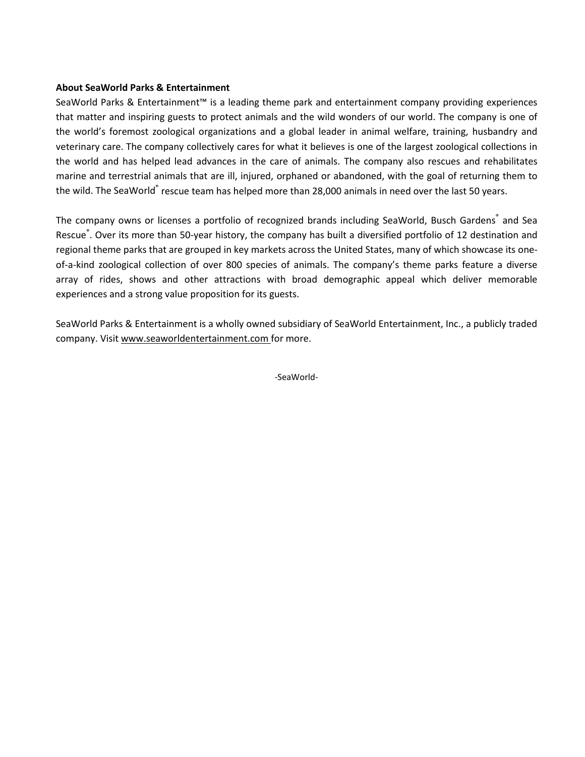**About SeaWorld Parks & Entertainment**

SeaWorld Parks & Entertainment™ is a leading theme park and entertainment company providing experiences that matter and inspiring guests to protect animals and the wild wonders of our world. The company is one of the world's foremost zoological organizations and a global leader in animal welfare, training, husbandry and veterinary care. The company collectively cares for what it believes is one of the largest zoological collections in the world and has helped lead advances in the care of animals. The company also rescues and rehabilitates marine and terrestrial animals that are ill, injured, orphaned or abandoned, with the goal of returning them to the wild. The SeaWorld® rescue team has helped more than 28,000 animals in need over the last 50 years.

The company owns or licenses a portfolio of recognized brands including SeaWorld, Busch Gardens® and Sea Rescue®. Over its more than 50-year history, the company has built a diversified portfolio of 12 destination and regional theme parks that are grouped in key markets across the United States, many of which showcase its one-of-a-kind zoological collection of over 800 species of animals. The company's theme parks feature a diverse array of rides, shows and other attractions with broad demographic appeal which deliver memorable experiences and a strong value proposition for its guests.

SeaWorld Parks & Entertainment is a wholly owned subsidiary of SeaWorld Entertainment, Inc., a publicly traded company. Visit www.seaworldentertainment.com for more.

-SeaWorld-